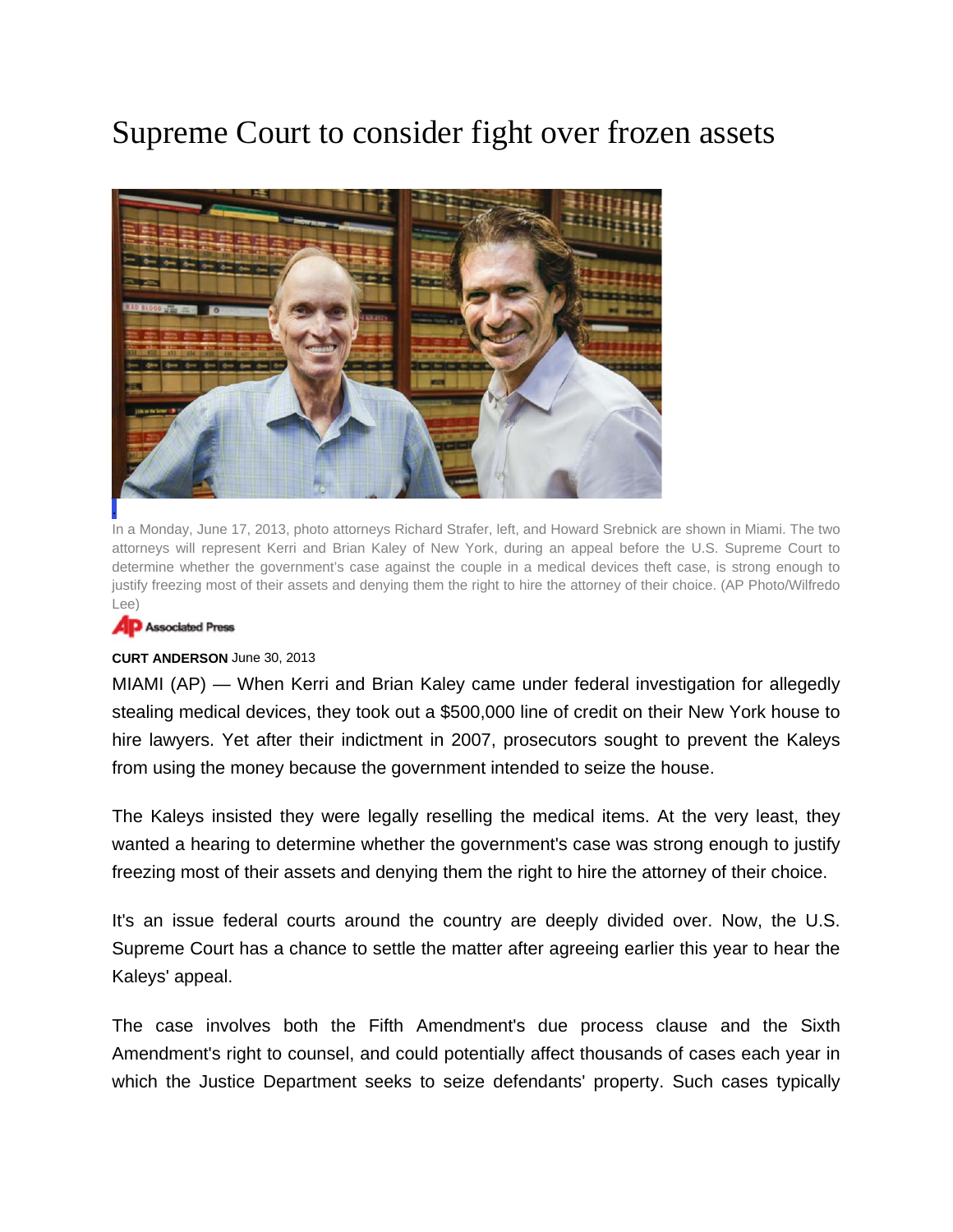# Supreme Court to consider fight over frozen assets

In a Monday, June 17, 2013, photo attorneys Richard Strafer, left, and Howard Srebnick are shown in Miami. The two attorneys will represent Kerri and Brian Kaley of New York, during an appeal before the U.S. Supreme Court to determine whether the government's case against the couple in a medical devices theft case, is strong enough to justify freezing most of their assets and denying them the right to hire the attorney of their choice. (AP Photo/Wilfredo Lee)

Associated Press

**CURT ANDERSON** June 30, 2013

MIAMI (AP) — When Kerri and Brian Kaley came under federal investigation for allegedly stealing medical devices, they took out a $500,000 line of credit on their New York house to hire lawyers. Yet after their indictment in 2007, prosecutors sought to prevent the Kaleys from using the money because the government intended to seize the house.

The Kaleys insisted they were legally reselling the medical items. At the very least, they wanted a hearing to determine whether the government's case was strong enough to justify freezing most of their assets and denying them the right to hire the attorney of their choice.

It's an issue federal courts around the country are deeply divided over. Now, the U.S. Supreme Court has a chance to settle the matter after agreeing earlier this year to hear the Kaleys' appeal.

The case involves both the Fifth Amendment's due process clause and the Sixth Amendment's right to counsel, and could potentially affect thousands of cases each year in which the Justice Department seeks to seize defendants' property. Such cases typically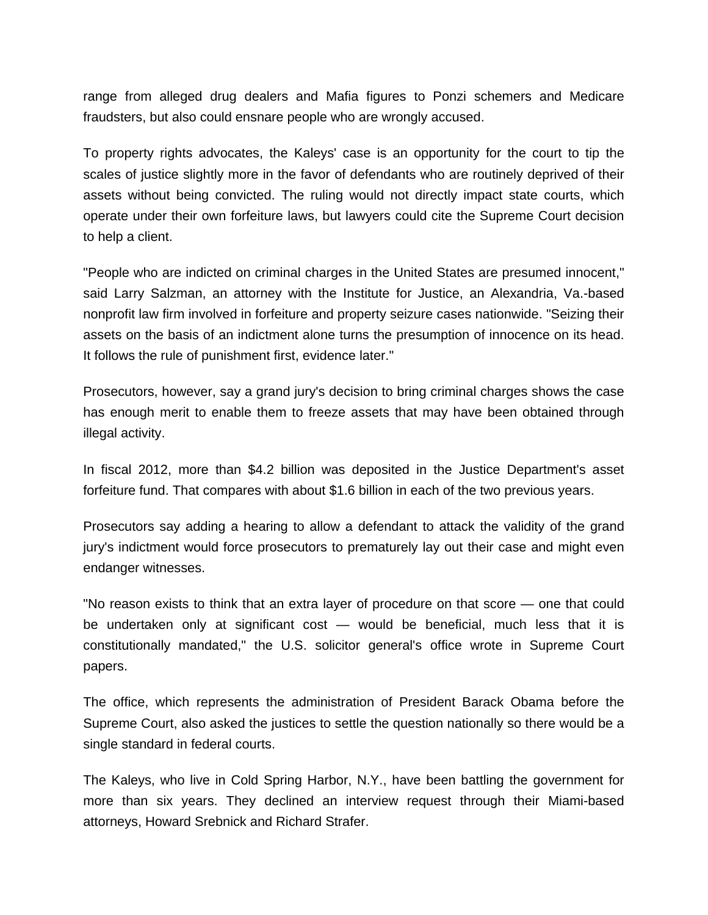range from alleged drug dealers and Mafia figures to Ponzi schemers and Medicare fraudsters, but also could ensnare people who are wrongly accused.

To property rights advocates, the Kaleys' case is an opportunity for the court to tip the scales of justice slightly more in the favor of defendants who are routinely deprived of their assets without being convicted. The ruling would not directly impact state courts, which operate under their own forfeiture laws, but lawyers could cite the Supreme Court decision to help a client.

"People who are indicted on criminal charges in the United States are presumed innocent," said Larry Salzman, an attorney with the Institute for Justice, an Alexandria, Va.-based nonprofit law firm involved in forfeiture and property seizure cases nationwide. "Seizing their assets on the basis of an indictment alone turns the presumption of innocence on its head. It follows the rule of punishment first, evidence later."

Prosecutors, however, say a grand jury's decision to bring criminal charges shows the case has enough merit to enable them to freeze assets that may have been obtained through illegal activity.

In fiscal 2012, more than $4.2 billion was deposited in the Justice Department's asset forfeiture fund. That compares with about $1.6 billion in each of the two previous years.

Prosecutors say adding a hearing to allow a defendant to attack the validity of the grand jury's indictment would force prosecutors to prematurely lay out their case and might even endanger witnesses.

"No reason exists to think that an extra layer of procedure on that score — one that could be undertaken only at significant cost — would be beneficial, much less that it is constitutionally mandated," the U.S. solicitor general's office wrote in Supreme Court papers.

The office, which represents the administration of President Barack Obama before the Supreme Court, also asked the justices to settle the question nationally so there would be a single standard in federal courts.

The Kaleys, who live in Cold Spring Harbor, N.Y., have been battling the government for more than six years. They declined an interview request through their Miami-based attorneys, Howard Srebnick and Richard Strafer.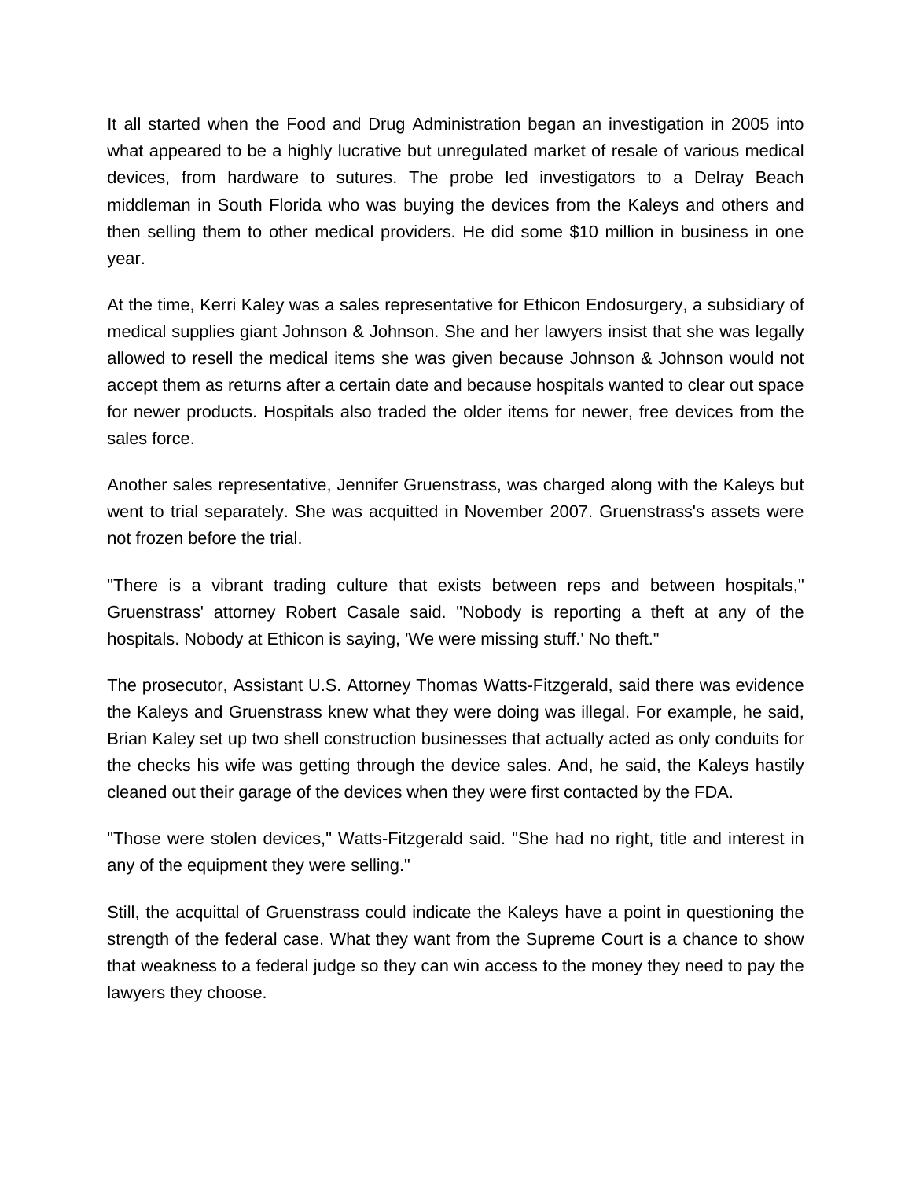It all started when the Food and Drug Administration began an investigation in 2005 into what appeared to be a highly lucrative but unregulated market of resale of various medical devices, from hardware to sutures. The probe led investigators to a Delray Beach middleman in South Florida who was buying the devices from the Kaleys and others and then selling them to other medical providers. He did some $10 million in business in one year.

At the time, Kerri Kaley was a sales representative for Ethicon Endosurgery, a subsidiary of medical supplies giant Johnson & Johnson. She and her lawyers insist that she was legally allowed to resell the medical items she was given because Johnson & Johnson would not accept them as returns after a certain date and because hospitals wanted to clear out space for newer products. Hospitals also traded the older items for newer, free devices from the sales force.

Another sales representative, Jennifer Gruenstrass, was charged along with the Kaleys but went to trial separately. She was acquitted in November 2007. Gruenstrass's assets were not frozen before the trial.

"There is a vibrant trading culture that exists between reps and between hospitals," Gruenstrass' attorney Robert Casale said. "Nobody is reporting a theft at any of the hospitals. Nobody at Ethicon is saying, 'We were missing stuff.' No theft."

The prosecutor, Assistant U.S. Attorney Thomas Watts-Fitzgerald, said there was evidence the Kaleys and Gruenstrass knew what they were doing was illegal. For example, he said, Brian Kaley set up two shell construction businesses that actually acted as only conduits for the checks his wife was getting through the device sales. And, he said, the Kaleys hastily cleaned out their garage of the devices when they were first contacted by the FDA.

"Those were stolen devices," Watts-Fitzgerald said. "She had no right, title and interest in any of the equipment they were selling."

Still, the acquittal of Gruenstrass could indicate the Kaleys have a point in questioning the strength of the federal case. What they want from the Supreme Court is a chance to show that weakness to a federal judge so they can win access to the money they need to pay the lawyers they choose.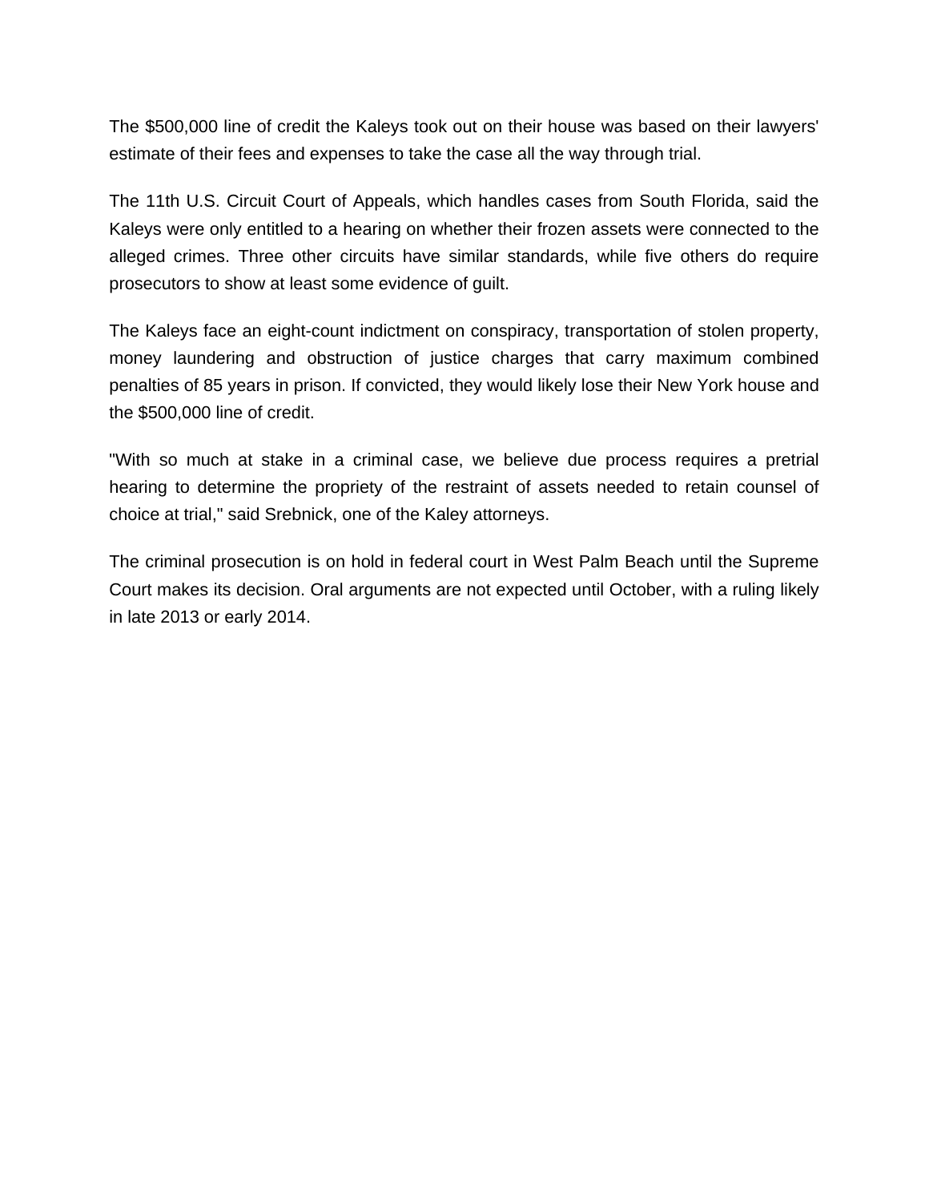The $500,000 line of credit the Kaleys took out on their house was based on their lawyers' estimate of their fees and expenses to take the case all the way through trial.

The 11th U.S. Circuit Court of Appeals, which handles cases from South Florida, said the Kaleys were only entitled to a hearing on whether their frozen assets were connected to the alleged crimes. Three other circuits have similar standards, while five others do require prosecutors to show at least some evidence of guilt.

The Kaleys face an eight-count indictment on conspiracy, transportation of stolen property, money laundering and obstruction of justice charges that carry maximum combined penalties of 85 years in prison. If convicted, they would likely lose their New York house and the $500,000 line of credit.

"With so much at stake in a criminal case, we believe due process requires a pretrial hearing to determine the propriety of the restraint of assets needed to retain counsel of choice at trial," said Srebnick, one of the Kaley attorneys.

The criminal prosecution is on hold in federal court in West Palm Beach until the Supreme Court makes its decision. Oral arguments are not expected until October, with a ruling likely in late 2013 or early 2014.